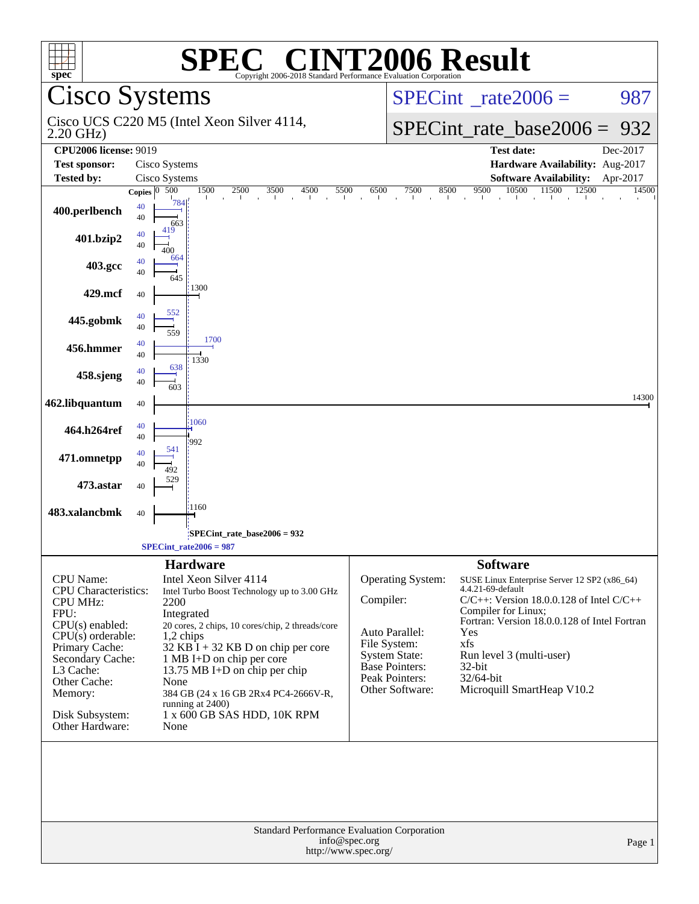# SPEC CINT2006 Result

Copyright 2006-2018 Standard Performance Evaluation Corporation

## Cisco Systems

Cisco UCS C220 M5 (Intel Xeon Silver 4114, 2.20 GHz)

SPECint_rate2006 = 987

SPECint_rate_base2006 = 932

| | | | |
|---|---|---|---|
| **CPU2006 license:** 9019 | | **Test date:** | Dec-2017 |
| **Test sponsor:** | Cisco Systems | **Hardware Availability:** | Aug-2017 |
| **Tested by:** | Cisco Systems | **Software Availability:** | Apr-2017 |

| Benchmark | Copies (peak) | Peak | Copies (base) | Base |
|---|---|---|---|---|
| 400.perlbench | 40 | 784 | 40 | 663 |
| 401.bzip2 | 40 | 419 | 40 | 400 |
| 403.gcc | 40 | 664 | 40 | 645 |
| 429.mcf | | | 40 | 1300 |
| 445.gobmk | 40 | 552 | 40 | 559 |
| 456.hmmer | 40 | 1700 | 40 | 1330 |
| 458.sjeng | 40 | 638 | 40 | 603 |
| 462.libquantum | | | 40 | 14300 |
| 464.h264ref | 40 | 1060 | 40 | 992 |
| 471.omnetpp | 40 | 541 | 40 | 492 |
| 473.astar | | | 40 | 529 |
| 483.xalancbmk | | | 40 | 1160 |

SPECint_rate_base2006 = 932

SPECint_rate2006 = 987

### Hardware

| | |
|---|---|
| CPU Name: | Intel Xeon Silver 4114 |
| CPU Characteristics: | Intel Turbo Boost Technology up to 3.00 GHz |
| CPU MHz: | 2200 |
| FPU: | Integrated |
| CPU(s) enabled: | 20 cores, 2 chips, 10 cores/chip, 2 threads/core |
| CPU(s) orderable: | 1,2 chips |
| Primary Cache: | 32 KB I + 32 KB D on chip per core |
| Secondary Cache: | 1 MB I+D on chip per core |
| L3 Cache: | 13.75 MB I+D on chip per chip |
| Other Cache: | None |
| Memory: | 384 GB (24 x 16 GB 2Rx4 PC4-2666V-R, running at 2400) |
| Disk Subsystem: | 1 x 600 GB SAS HDD, 10K RPM |
| Other Hardware: | None |

### Software

| | |
|---|---|
| Operating System: | SUSE Linux Enterprise Server 12 SP2 (x86_64) 4.4.21-69-default |
| Compiler: | C/C++: Version 18.0.0.128 of Intel C/C++ Compiler for Linux; Fortran: Version 18.0.0.128 of Intel Fortran |
| Auto Parallel: | Yes |
| File System: | xfs |
| System State: | Run level 3 (multi-user) |
| Base Pointers: | 32-bit |
| Peak Pointers: | 32/64-bit |
| Other Software: | Microquill SmartHeap V10.2 |

Standard Performance Evaluation Corporation
info@spec.org
http://www.spec.org/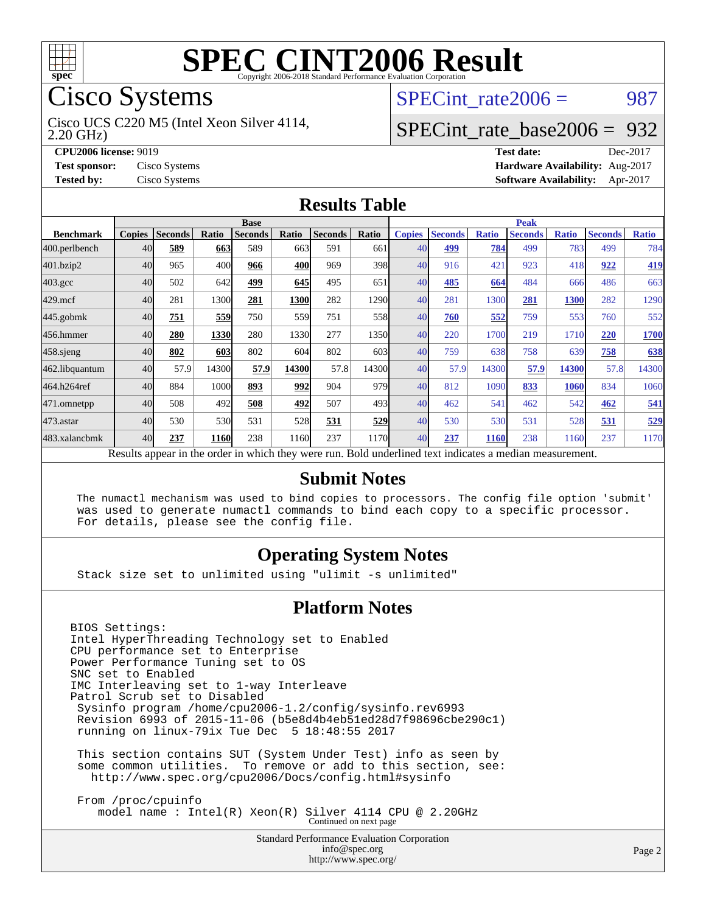# SPEC CINT2006 Result

Copyright 2006-2018 Standard Performance Evaluation Corporation

## Cisco Systems

Cisco UCS C220 M5 (Intel Xeon Silver 4114, 2.20 GHz)

SPECint_rate2006 = 987

SPECint_rate_base2006 = 932

| | | | |
|---|---|---|---|
| **CPU2006 license:** 9019 | | **Test date:** | Dec-2017 |
| **Test sponsor:** | Cisco Systems | **Hardware Availability:** | Aug-2017 |
| **Tested by:** | Cisco Systems | **Software Availability:** | Apr-2017 |

## Results Table

| | Base | | | | | | | Peak | | | | | | |
|---|---|---|---|---|---|---|---|---|---|---|---|---|---|---|
| **Benchmark** | **Copies** | **Seconds** | **Ratio** | **Seconds** | **Ratio** | **Seconds** | **Ratio** | **Copies** | **Seconds** | **Ratio** | **Seconds** | **Ratio** | **Seconds** | **Ratio** |
| 400.perlbench | 40 | **589** | **663** | 589 | 663 | 591 | 661 | 40 | **499** | **784** | 499 | 783 | 499 | 784 |
| 401.bzip2 | 40 | 965 | 400 | **966** | **400** | 969 | 398 | 40 | 916 | 421 | 923 | 418 | **922** | **419** |
| 403.gcc | 40 | 502 | 642 | **499** | **645** | 495 | 651 | 40 | **485** | **664** | 484 | 666 | 486 | 663 |
| 429.mcf | 40 | 281 | 1300 | **281** | **1300** | 282 | 1290 | 40 | 281 | 1300 | **281** | **1300** | 282 | 1290 |
| 445.gobmk | 40 | **751** | **559** | 750 | 559 | 751 | 558 | 40 | **760** | **552** | 759 | 553 | 760 | 552 |
| 456.hmmer | 40 | **280** | **1330** | 280 | 1330 | 277 | 1350 | 40 | 220 | 1700 | 219 | 1710 | **220** | **1700** |
| 458.sjeng | 40 | **802** | **603** | 802 | 604 | 802 | 603 | 40 | 759 | 638 | 758 | 639 | **758** | **638** |
| 462.libquantum | 40 | 57.9 | 14300 | **57.9** | **14300** | 57.8 | 14300 | 40 | 57.9 | 14300 | **57.9** | **14300** | 57.8 | 14300 |
| 464.h264ref | 40 | 884 | 1000 | **893** | **992** | 904 | 979 | 40 | 812 | 1090 | **833** | **1060** | 834 | 1060 |
| 471.omnetpp | 40 | 508 | 492 | **508** | **492** | 507 | 493 | 40 | 462 | 541 | 462 | 542 | **462** | **541** |
| 473.astar | 40 | 530 | 530 | 531 | 528 | **531** | **529** | 40 | 530 | 530 | 531 | 528 | **531** | **529** |
| 483.xalancbmk | 40 | **237** | **1160** | 238 | 1160 | 237 | 1170 | 40 | **237** | **1160** | 238 | 1160 | 237 | 1170 |

Results appear in the order in which they were run. Bold underlined text indicates a median measurement.

## Submit Notes

```
The numactl mechanism was used to bind copies to processors. The config file option 'submit'
was used to generate numactl commands to bind each copy to a specific processor.
For details, please see the config file.
```

## Operating System Notes

```
Stack size set to unlimited using "ulimit -s unlimited"
```

## Platform Notes

```
BIOS Settings:
Intel HyperThreading Technology set to Enabled
CPU performance set to Enterprise
Power Performance Tuning set to OS
SNC set to Enabled
IMC Interleaving set to 1-way Interleave
Patrol Scrub set to Disabled
 Sysinfo program /home/cpu2006-1.2/config/sysinfo.rev6993
 Revision 6993 of 2015-11-06 (b5e8d4b4eb51ed28d7f98696cbe290c1)
 running on linux-79ix Tue Dec  5 18:48:55 2017

 This section contains SUT (System Under Test) info as seen by
 some common utilities.  To remove or add to this section, see:
   http://www.spec.org/cpu2006/Docs/config.html#sysinfo

 From /proc/cpuinfo
    model name : Intel(R) Xeon(R) Silver 4114 CPU @ 2.20GHz
```

Continued on next page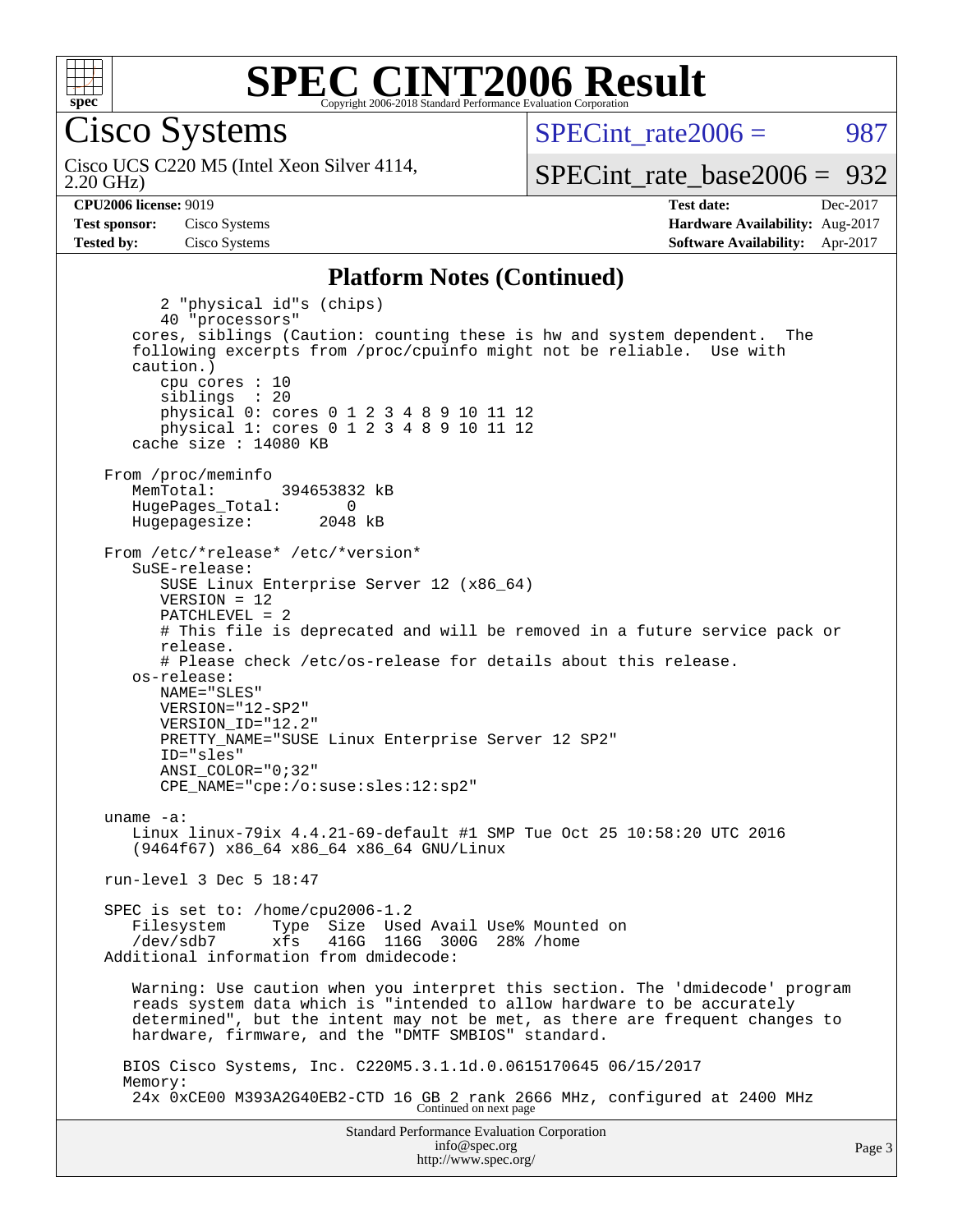# SPEC CINT2006 Result

Copyright 2006-2018 Standard Performance Evaluation Corporation

## Cisco Systems

Cisco UCS C220 M5 (Intel Xeon Silver 4114, 2.20 GHz)

SPECint_rate2006 = 987

SPECint_rate_base2006 = 932

| | | | |
|---|---|---|---|
| **CPU2006 license:** 9019 | | **Test date:** | Dec-2017 |
| **Test sponsor:** | Cisco Systems | **Hardware Availability:** | Aug-2017 |
| **Tested by:** | Cisco Systems | **Software Availability:** | Apr-2017 |

### Platform Notes (Continued)

```
        2 "physical id"s (chips)
        40 "processors"
    cores, siblings (Caution: counting these is hw and system dependent.  The
    following excerpts from /proc/cpuinfo might not be reliable.  Use with
    caution.)
        cpu cores : 10
        siblings  : 20
        physical 0: cores 0 1 2 3 4 8 9 10 11 12
        physical 1: cores 0 1 2 3 4 8 9 10 11 12
    cache size : 14080 KB

 From /proc/meminfo
    MemTotal:       394653832 kB
    HugePages_Total:       0
    Hugepagesize:       2048 kB

 From /etc/*release* /etc/*version*
    SuSE-release:
       SUSE Linux Enterprise Server 12 (x86_64)
       VERSION = 12
       PATCHLEVEL = 2
       # This file is deprecated and will be removed in a future service pack or
       release.
       # Please check /etc/os-release for details about this release.
    os-release:
       NAME="SLES"
       VERSION="12-SP2"
       VERSION_ID="12.2"
       PRETTY_NAME="SUSE Linux Enterprise Server 12 SP2"
       ID="sles"
       ANSI_COLOR="0;32"
       CPE_NAME="cpe:/o:suse:sles:12:sp2"

 uname -a:
    Linux linux-79ix 4.4.21-69-default #1 SMP Tue Oct 25 10:58:20 UTC 2016
    (9464f67) x86_64 x86_64 x86_64 GNU/Linux

 run-level 3 Dec 5 18:47

 SPEC is set to: /home/cpu2006-1.2
    Filesystem     Type  Size  Used Avail Use% Mounted on
    /dev/sdb7      xfs   416G  116G  300G  28% /home
 Additional information from dmidecode:

    Warning: Use caution when you interpret this section. The 'dmidecode' program
    reads system data which is "intended to allow hardware to be accurately
    determined", but the intent may not be met, as there are frequent changes to
    hardware, firmware, and the "DMTF SMBIOS" standard.

   BIOS Cisco Systems, Inc. C220M5.3.1.1d.0.0615170645 06/15/2017
   Memory:
    24x 0xCE00 M393A2G40EB2-CTD 16 GB 2 rank 2666 MHz, configured at 2400 MHz
```

Continued on next page

Standard Performance Evaluation Corporation
info@spec.org
http://www.spec.org/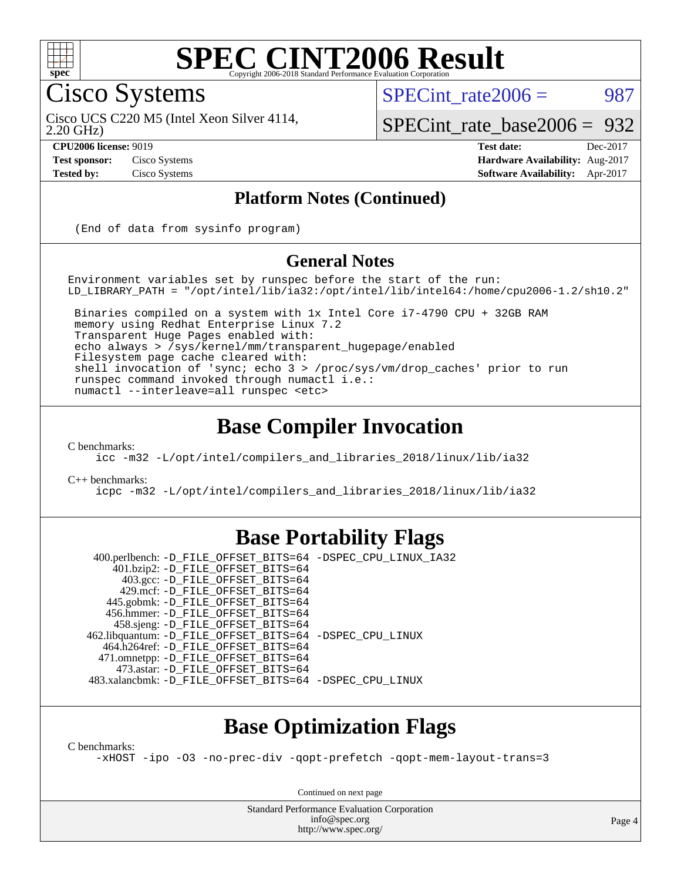# SPEC CINT2006 Result

## Cisco Systems

Cisco UCS C220 M5 (Intel Xeon Silver 4114, 2.20 GHz)

SPECint_rate2006 = 987

SPECint_rate_base2006 = 932

**CPU2006 license:** 9019
**Test sponsor:** Cisco Systems
**Tested by:** Cisco Systems

**Test date:** Dec-2017
**Hardware Availability:** Aug-2017
**Software Availability:** Apr-2017

## Platform Notes (Continued)

```
(End of data from sysinfo program)
```

## General Notes

```
Environment variables set by runspec before the start of the run:
LD_LIBRARY_PATH = "/opt/intel/lib/ia32:/opt/intel/lib/intel64:/home/cpu2006-1.2/sh10.2"

 Binaries compiled on a system with 1x Intel Core i7-4790 CPU + 32GB RAM
 memory using Redhat Enterprise Linux 7.2
 Transparent Huge Pages enabled with:
 echo always > /sys/kernel/mm/transparent_hugepage/enabled
 Filesystem page cache cleared with:
 shell invocation of 'sync; echo 3 > /proc/sys/vm/drop_caches' prior to run
 runspec command invoked through numactl i.e.:
 numactl --interleave=all runspec <etc>
```

## Base Compiler Invocation

C benchmarks:
```
icc -m32 -L/opt/intel/compilers_and_libraries_2018/linux/lib/ia32
```

C++ benchmarks:
```
icpc -m32 -L/opt/intel/compilers_and_libraries_2018/linux/lib/ia32
```

## Base Portability Flags

```
   400.perlbench: -D_FILE_OFFSET_BITS=64 -DSPEC_CPU_LINUX_IA32
       401.bzip2: -D_FILE_OFFSET_BITS=64
         403.gcc: -D_FILE_OFFSET_BITS=64
         429.mcf: -D_FILE_OFFSET_BITS=64
       445.gobmk: -D_FILE_OFFSET_BITS=64
       456.hmmer: -D_FILE_OFFSET_BITS=64
       458.sjeng: -D_FILE_OFFSET_BITS=64
  462.libquantum: -D_FILE_OFFSET_BITS=64 -DSPEC_CPU_LINUX
     464.h264ref: -D_FILE_OFFSET_BITS=64
     471.omnetpp: -D_FILE_OFFSET_BITS=64
       473.astar: -D_FILE_OFFSET_BITS=64
   483.xalancbmk: -D_FILE_OFFSET_BITS=64 -DSPEC_CPU_LINUX
```

## Base Optimization Flags

C benchmarks:
```
-xHOST -ipo -O3 -no-prec-div -qopt-prefetch -qopt-mem-layout-trans=3
```

Continued on next page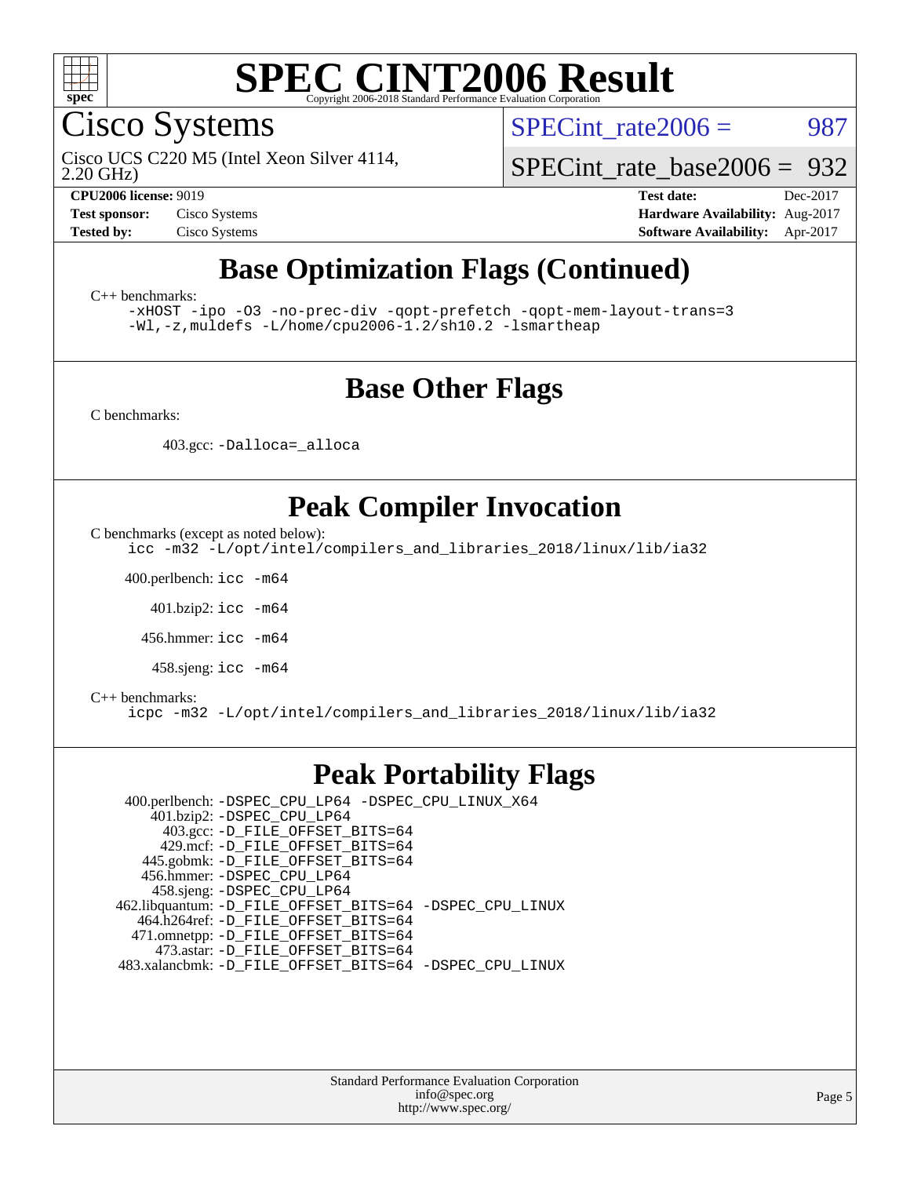# SPEC CINT2006 Result

Copyright 2006-2018 Standard Performance Evaluation Corporation

## Cisco Systems

Cisco UCS C220 M5 (Intel Xeon Silver 4114, 2.20 GHz)

SPECint_rate2006 = 987

SPECint_rate_base2006 = 932

| | | | |
|---|---|---|---|
| **CPU2006 license:** 9019 | | **Test date:** | Dec-2017 |
| **Test sponsor:** | Cisco Systems | **Hardware Availability:** | Aug-2017 |
| **Tested by:** | Cisco Systems | **Software Availability:** | Apr-2017 |

## Base Optimization Flags (Continued)

C++ benchmarks:

```
-xHOST -ipo -O3 -no-prec-div -qopt-prefetch -qopt-mem-layout-trans=3
-Wl,-z,muldefs -L/home/cpu2006-1.2/sh10.2 -lsmartheap
```

## Base Other Flags

C benchmarks:

403.gcc: `-Dalloca=_alloca`

## Peak Compiler Invocation

C benchmarks (except as noted below):

```
icc -m32 -L/opt/intel/compilers_and_libraries_2018/linux/lib/ia32
```

400.perlbench: `icc -m64`

401.bzip2: `icc -m64`

456.hmmer: `icc -m64`

458.sjeng: `icc -m64`

C++ benchmarks:

```
icpc -m32 -L/opt/intel/compilers_and_libraries_2018/linux/lib/ia32
```

## Peak Portability Flags

400.perlbench: `-DSPEC_CPU_LP64 -DSPEC_CPU_LINUX_X64`
401.bzip2: `-DSPEC_CPU_LP64`
403.gcc: `-D_FILE_OFFSET_BITS=64`
429.mcf: `-D_FILE_OFFSET_BITS=64`
445.gobmk: `-D_FILE_OFFSET_BITS=64`
456.hmmer: `-DSPEC_CPU_LP64`
458.sjeng: `-DSPEC_CPU_LP64`
462.libquantum: `-D_FILE_OFFSET_BITS=64 -DSPEC_CPU_LINUX`
464.h264ref: `-D_FILE_OFFSET_BITS=64`
471.omnetpp: `-D_FILE_OFFSET_BITS=64`
473.astar: `-D_FILE_OFFSET_BITS=64`
483.xalancbmk: `-D_FILE_OFFSET_BITS=64 -DSPEC_CPU_LINUX`

Standard Performance Evaluation Corporation
info@spec.org
http://www.spec.org/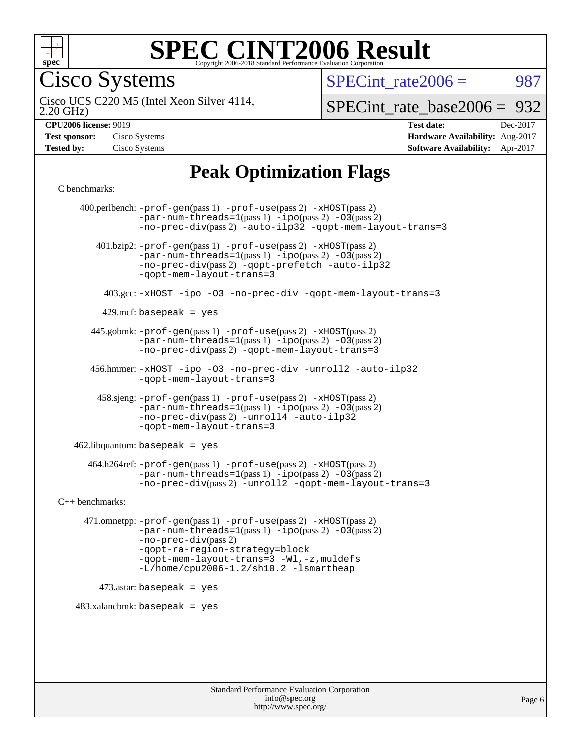# SPEC CINT2006 Result

Copyright 2006-2018 Standard Performance Evaluation Corporation

**Cisco Systems**

Cisco UCS C220 M5 (Intel Xeon Silver 4114, 2.20 GHz)

SPECint_rate2006 = 987

SPECint_rate_base2006 = 932

**CPU2006 license:** 9019
**Test sponsor:** Cisco Systems
**Tested by:** Cisco Systems

**Test date:** Dec-2017
**Hardware Availability:** Aug-2017
**Software Availability:** Apr-2017

## Peak Optimization Flags

C benchmarks:

400.perlbench: -prof-gen(pass 1) -prof-use(pass 2) -xHOST(pass 2) -par-num-threads=1(pass 1) -ipo(pass 2) -O3(pass 2) -no-prec-div(pass 2) -auto-ilp32 -qopt-mem-layout-trans=3

401.bzip2: -prof-gen(pass 1) -prof-use(pass 2) -xHOST(pass 2) -par-num-threads=1(pass 1) -ipo(pass 2) -O3(pass 2) -no-prec-div(pass 2) -qopt-prefetch -auto-ilp32 -qopt-mem-layout-trans=3

403.gcc: -xHOST -ipo -O3 -no-prec-div -qopt-mem-layout-trans=3

429.mcf: basepeak = yes

445.gobmk: -prof-gen(pass 1) -prof-use(pass 2) -xHOST(pass 2) -par-num-threads=1(pass 1) -ipo(pass 2) -O3(pass 2) -no-prec-div(pass 2) -qopt-mem-layout-trans=3

456.hmmer: -xHOST -ipo -O3 -no-prec-div -unroll2 -auto-ilp32 -qopt-mem-layout-trans=3

458.sjeng: -prof-gen(pass 1) -prof-use(pass 2) -xHOST(pass 2) -par-num-threads=1(pass 1) -ipo(pass 2) -O3(pass 2) -no-prec-div(pass 2) -unroll4 -auto-ilp32 -qopt-mem-layout-trans=3

462.libquantum: basepeak = yes

464.h264ref: -prof-gen(pass 1) -prof-use(pass 2) -xHOST(pass 2) -par-num-threads=1(pass 1) -ipo(pass 2) -O3(pass 2) -no-prec-div(pass 2) -unroll2 -qopt-mem-layout-trans=3

C++ benchmarks:

471.omnetpp: -prof-gen(pass 1) -prof-use(pass 2) -xHOST(pass 2) -par-num-threads=1(pass 1) -ipo(pass 2) -O3(pass 2) -no-prec-div(pass 2) -qopt-ra-region-strategy=block -qopt-mem-layout-trans=3 -Wl,-z,muldefs -L/home/cpu2006-1.2/sh10.2 -lsmartheap

473.astar: basepeak = yes

483.xalancbmk: basepeak = yes

Standard Performance Evaluation Corporation
info@spec.org
http://www.spec.org/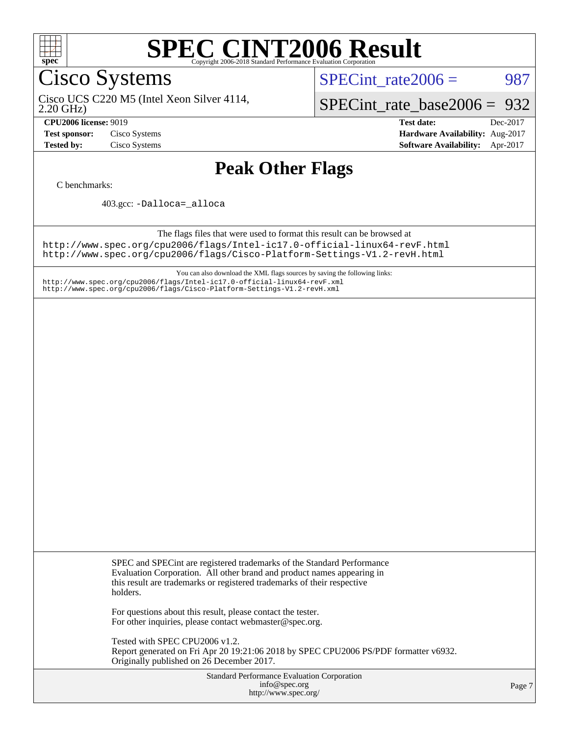# SPEC CINT2006 Result

Copyright 2006-2018 Standard Performance Evaluation Corporation

## Cisco Systems

Cisco UCS C220 M5 (Intel Xeon Silver 4114, 2.20 GHz)

SPECint_rate2006 = 987

SPECint_rate_base2006 = 932

| | | | |
|---|---|---|---|
| **CPU2006 license:** 9019 | | **Test date:** | Dec-2017 |
| **Test sponsor:** | Cisco Systems | **Hardware Availability:** | Aug-2017 |
| **Tested by:** | Cisco Systems | **Software Availability:** | Apr-2017 |

## Peak Other Flags

C benchmarks:

403.gcc: -Dalloca=_alloca

The flags files that were used to format this result can be browsed at
http://www.spec.org/cpu2006/flags/Intel-ic17.0-official-linux64-revF.html
http://www.spec.org/cpu2006/flags/Cisco-Platform-Settings-V1.2-revH.html

You can also download the XML flags sources by saving the following links:
http://www.spec.org/cpu2006/flags/Intel-ic17.0-official-linux64-revF.xml
http://www.spec.org/cpu2006/flags/Cisco-Platform-Settings-V1.2-revH.xml

SPEC and SPECint are registered trademarks of the Standard Performance Evaluation Corporation. All other brand and product names appearing in this result are trademarks or registered trademarks of their respective holders.

For questions about this result, please contact the tester.
For other inquiries, please contact webmaster@spec.org.

Tested with SPEC CPU2006 v1.2.
Report generated on Fri Apr 20 19:21:06 2018 by SPEC CPU2006 PS/PDF formatter v6932.
Originally published on 26 December 2017.

Standard Performance Evaluation Corporation
info@spec.org
http://www.spec.org/